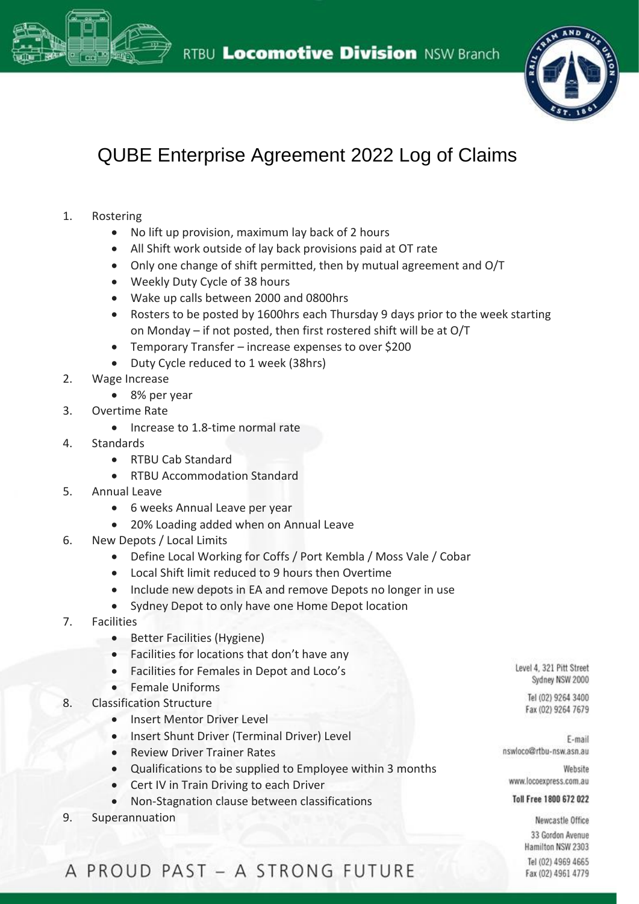RTBU **Locomotive Division** NSW Branch

# QUBE Enterprise Agreement 2022 Log of Claims

1. Rostering
    - No lift up provision, maximum lay back of 2 hours
    - All Shift work outside of lay back provisions paid at OT rate
    - Only one change of shift permitted, then by mutual agreement and O/T
    - Weekly Duty Cycle of 38 hours
    - Wake up calls between 2000 and 0800hrs
    - Rosters to be posted by 1600hrs each Thursday 9 days prior to the week starting on Monday – if not posted, then first rostered shift will be at O/T
    - Temporary Transfer – increase expenses to over $200
    - Duty Cycle reduced to 1 week (38hrs)
2. Wage Increase
    - 8% per year
3. Overtime Rate
    - Increase to 1.8-time normal rate
4. Standards
    - RTBU Cab Standard
    - RTBU Accommodation Standard
5. Annual Leave
    - 6 weeks Annual Leave per year
    - 20% Loading added when on Annual Leave
6. New Depots / Local Limits
    - Define Local Working for Coffs / Port Kembla / Moss Vale / Cobar
    - Local Shift limit reduced to 9 hours then Overtime
    - Include new depots in EA and remove Depots no longer in use
    - Sydney Depot to only have one Home Depot location
7. Facilities
    - Better Facilities (Hygiene)
    - Facilities for locations that don't have any
    - Facilities for Females in Depot and Loco's
    - Female Uniforms
8. Classification Structure
    - Insert Mentor Driver Level
    - Insert Shunt Driver (Terminal Driver) Level
    - Review Driver Trainer Rates
    - Qualifications to be supplied to Employee within 3 months
    - Cert IV in Train Driving to each Driver
    - Non-Stagnation clause between classifications
9. Superannuation

Level 4, 321 Pitt Street
Sydney NSW 2000

Tel (02) 9264 3400
Fax (02) 9264 7679

E-mail
nswloco@rtbu-nsw.asn.au

Website
www.locoexpress.com.au

**Toll Free 1800 672 022**

Newcastle Office
33 Gordon Avenue
Hamilton NSW 2303

Tel (02) 4969 4665
Fax (02) 4961 4779

A PROUD PAST – A STRONG FUTURE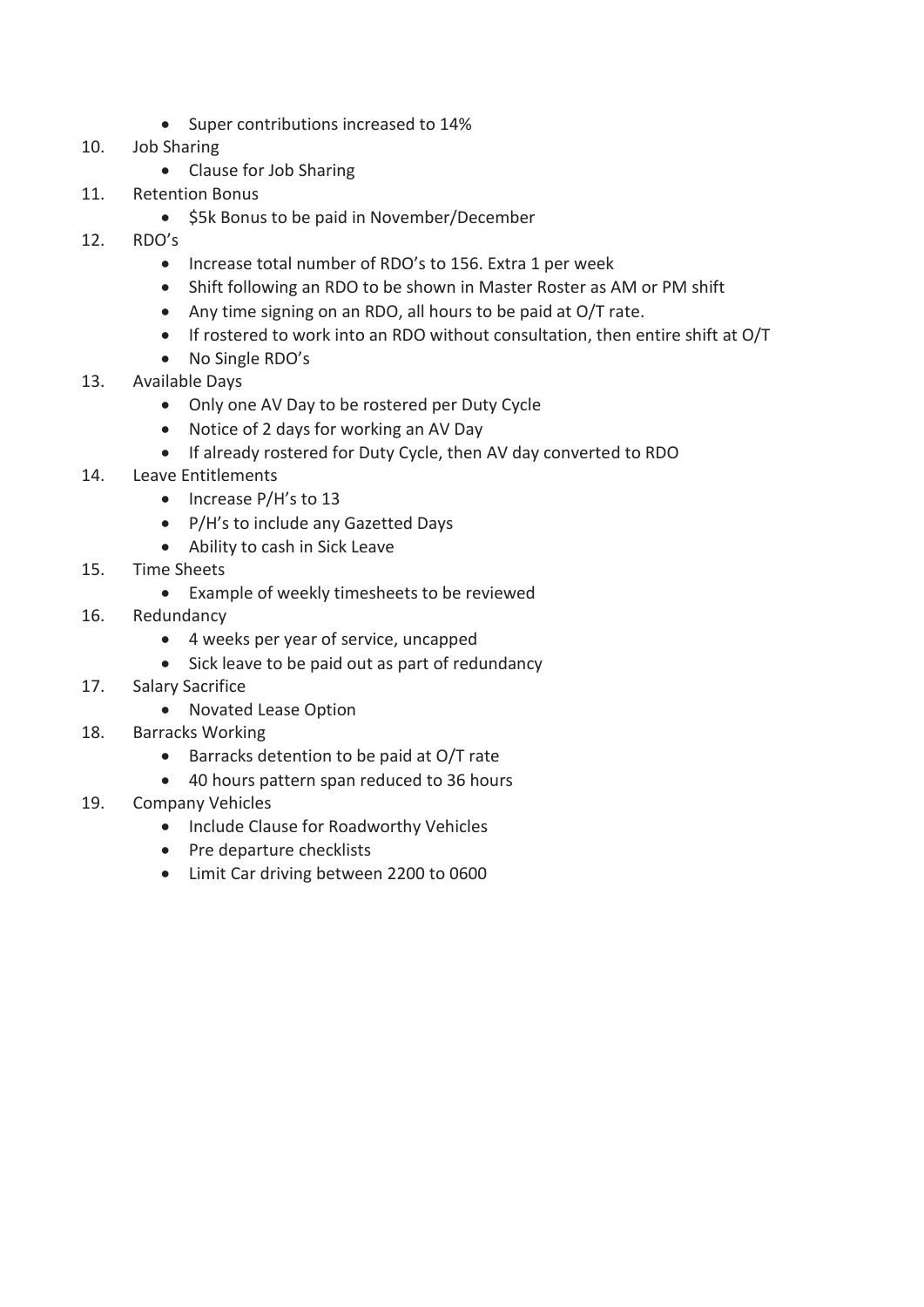- Super contributions increased to 14%

10. Job Sharing
    - Clause for Job Sharing
11. Retention Bonus
    - $5k Bonus to be paid in November/December
12. RDO's
    - Increase total number of RDO's to 156. Extra 1 per week
    - Shift following an RDO to be shown in Master Roster as AM or PM shift
    - Any time signing on an RDO, all hours to be paid at O/T rate.
    - If rostered to work into an RDO without consultation, then entire shift at O/T
    - No Single RDO's
13. Available Days
    - Only one AV Day to be rostered per Duty Cycle
    - Notice of 2 days for working an AV Day
    - If already rostered for Duty Cycle, then AV day converted to RDO
14. Leave Entitlements
    - Increase P/H's to 13
    - P/H's to include any Gazetted Days
    - Ability to cash in Sick Leave
15. Time Sheets
    - Example of weekly timesheets to be reviewed
16. Redundancy
    - 4 weeks per year of service, uncapped
    - Sick leave to be paid out as part of redundancy
17. Salary Sacrifice
    - Novated Lease Option
18. Barracks Working
    - Barracks detention to be paid at O/T rate
    - 40 hours pattern span reduced to 36 hours
19. Company Vehicles
    - Include Clause for Roadworthy Vehicles
    - Pre departure checklists
    - Limit Car driving between 2200 to 0600